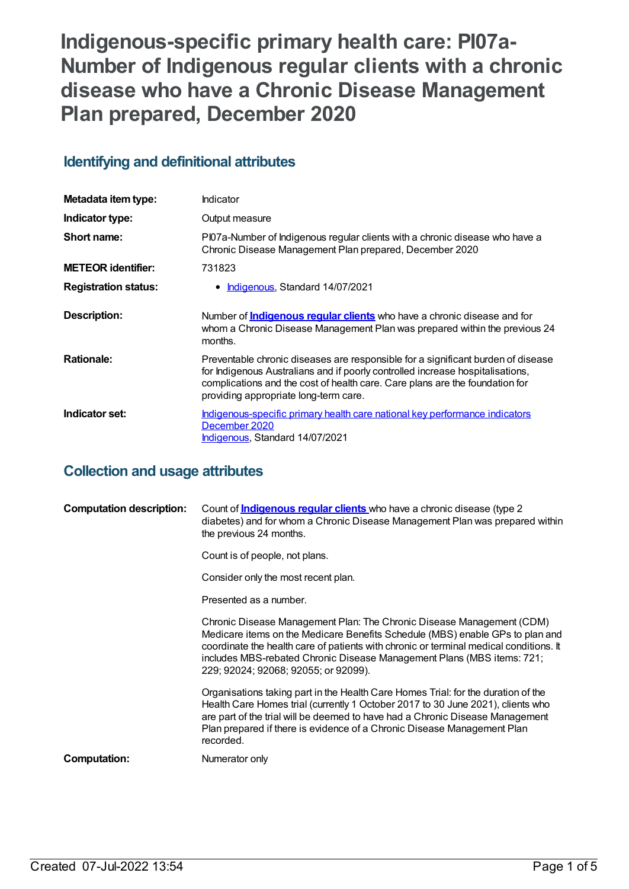# Indigenous-specific primary health care: PI07a-Number of Indigenous regular clients with a chronic disease who have a Chronic Disease Management Plan prepared, December 2020

## Identifying and definitional attributes

| | |
|---|---|
| **Metadata item type:** | Indicator |
| **Indicator type:** | Output measure |
| **Short name:** | PI07a-Number of Indigenous regular clients with a chronic disease who have a Chronic Disease Management Plan prepared, December 2020 |
| **METEOR identifier:** | 731823 |
| **Registration status:** | • Indigenous, Standard 14/07/2021 |
| **Description:** | Number of **Indigenous regular clients** who have a chronic disease and for whom a Chronic Disease Management Plan was prepared within the previous 24 months. |
| **Rationale:** | Preventable chronic diseases are responsible for a significant burden of disease for Indigenous Australians and if poorly controlled increase hospitalisations, complications and the cost of health care. Care plans are the foundation for providing appropriate long-term care. |
| **Indicator set:** | Indigenous-specific primary health care national key performance indicators December 2020<br>Indigenous, Standard 14/07/2021 |

## Collection and usage attributes

| | |
|---|---|
| **Computation description:** | Count of **Indigenous regular clients** who have a chronic disease (type 2 diabetes) and for whom a Chronic Disease Management Plan was prepared within the previous 24 months.<br><br>Count is of people, not plans.<br><br>Consider only the most recent plan.<br><br>Presented as a number.<br><br>Chronic Disease Management Plan: The Chronic Disease Management (CDM) Medicare items on the Medicare Benefits Schedule (MBS) enable GPs to plan and coordinate the health care of patients with chronic or terminal medical conditions. It includes MBS-rebated Chronic Disease Management Plans (MBS items: 721; 229; 92024; 92068; 92055; or 92099).<br><br>Organisations taking part in the Health Care Homes Trial: for the duration of the Health Care Homes trial (currently 1 October 2017 to 30 June 2021), clients who are part of the trial will be deemed to have had a Chronic Disease Management Plan prepared if there is evidence of a Chronic Disease Management Plan recorded. |
| **Computation:** | Numerator only |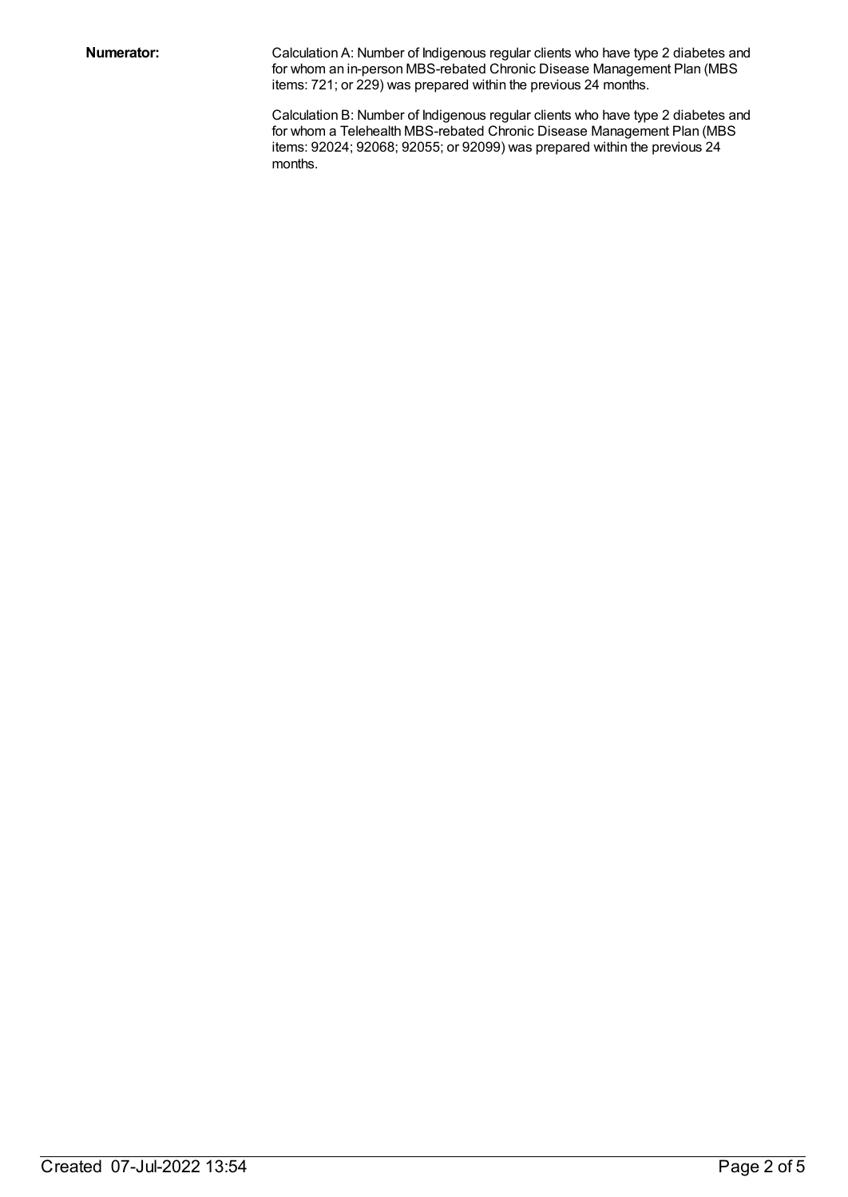**Numerator:**

Calculation A: Number of Indigenous regular clients who have type 2 diabetes and for whom an in-person MBS-rebated Chronic Disease Management Plan (MBS items: 721; or 229) was prepared within the previous 24 months.

Calculation B: Number of Indigenous regular clients who have type 2 diabetes and for whom a Telehealth MBS-rebated Chronic Disease Management Plan (MBS items: 92024; 92068; 92055; or 92099) was prepared within the previous 24 months.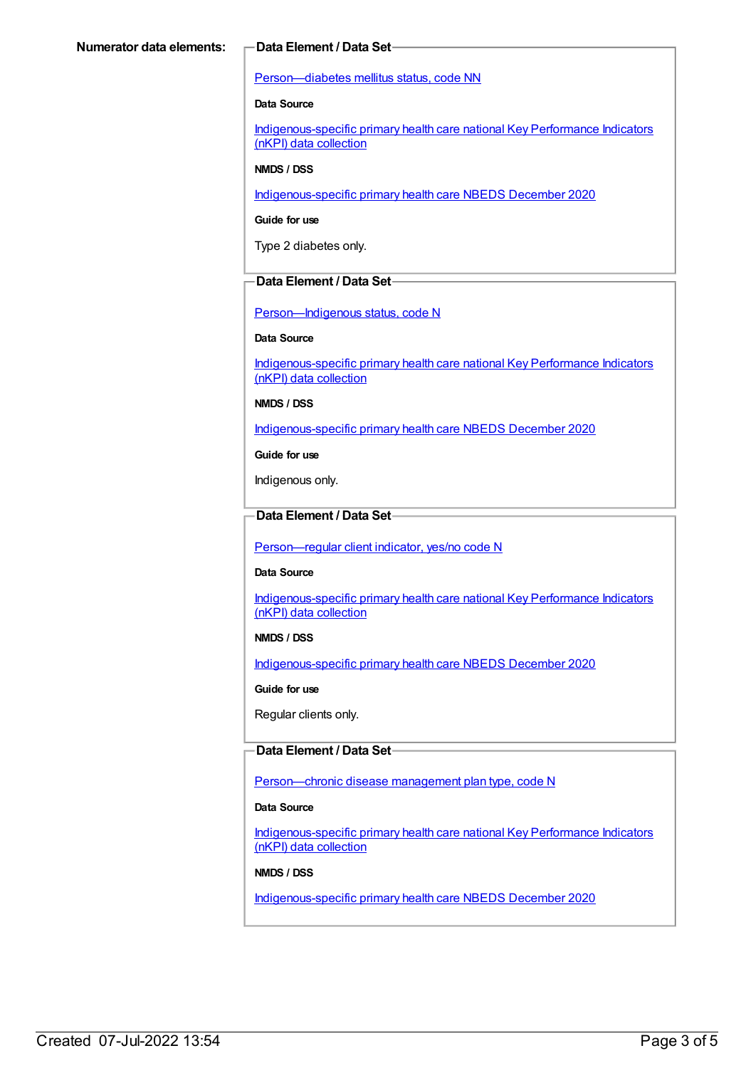**Numerator data elements:**

**Data Element / Data Set**

Person—diabetes mellitus status, code NN

**Data Source**

Indigenous-specific primary health care national Key Performance Indicators (nKPI) data collection

**NMDS / DSS**

Indigenous-specific primary health care NBEDS December 2020

**Guide for use**

Type 2 diabetes only.

**Data Element / Data Set**

Person—Indigenous status, code N

**Data Source**

Indigenous-specific primary health care national Key Performance Indicators (nKPI) data collection

**NMDS / DSS**

Indigenous-specific primary health care NBEDS December 2020

**Guide for use**

Indigenous only.

**Data Element / Data Set**

Person—regular client indicator, yes/no code N

**Data Source**

Indigenous-specific primary health care national Key Performance Indicators (nKPI) data collection

**NMDS / DSS**

Indigenous-specific primary health care NBEDS December 2020

**Guide for use**

Regular clients only.

**Data Element / Data Set**

Person—chronic disease management plan type, code N

**Data Source**

Indigenous-specific primary health care national Key Performance Indicators (nKPI) data collection

**NMDS / DSS**

Indigenous-specific primary health care NBEDS December 2020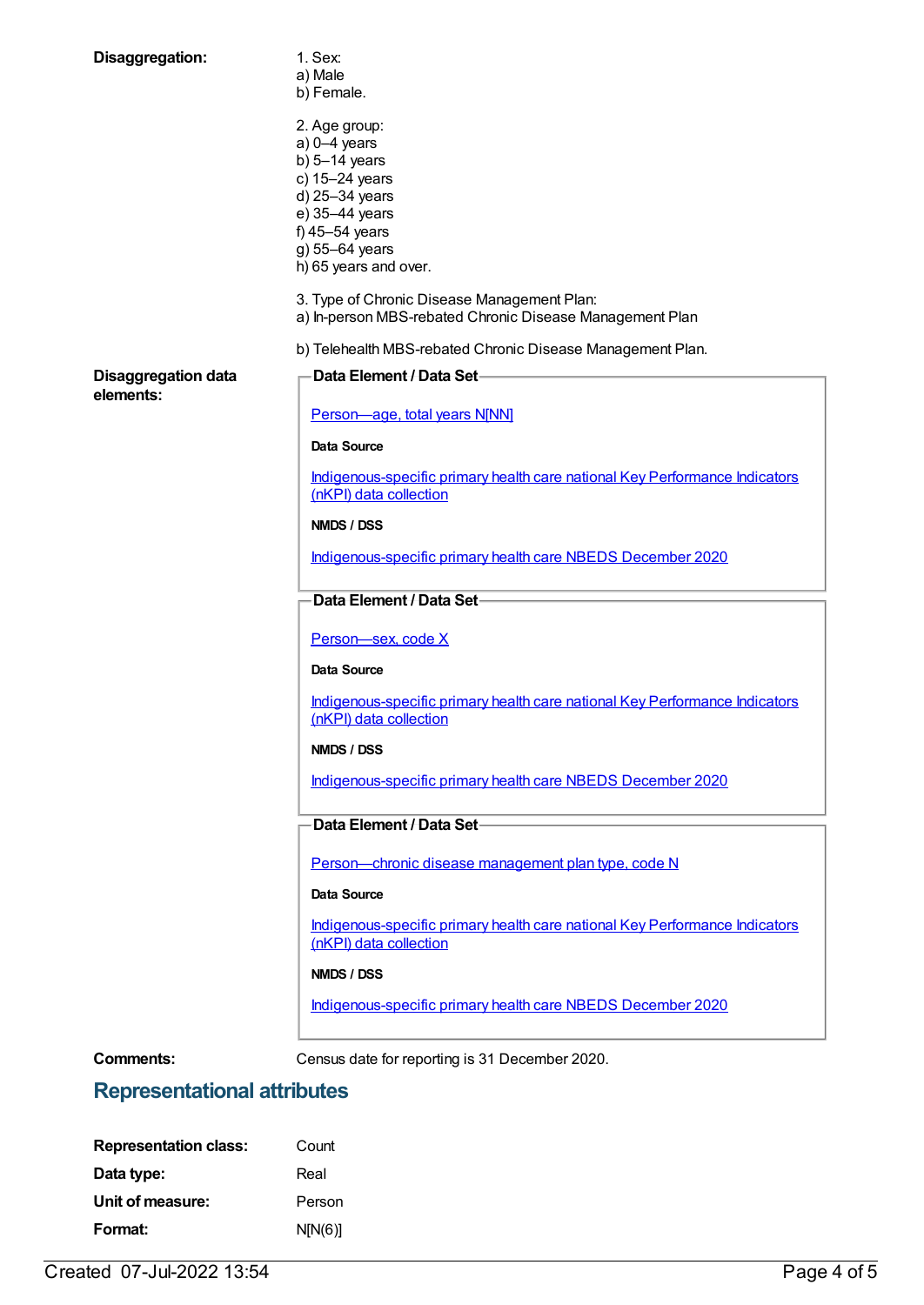**Disaggregation:**

1. Sex:
a) Male
b) Female.

2. Age group:
a) 0–4 years
b) 5–14 years
c) 15–24 years
d) 25–34 years
e) 35–44 years
f) 45–54 years
g) 55–64 years
h) 65 years and over.

3. Type of Chronic Disease Management Plan:
a) In-person MBS-rebated Chronic Disease Management Plan

b) Telehealth MBS-rebated Chronic Disease Management Plan.

**Disaggregation data elements:**

**Data Element / Data Set**

Person—age, total years N[NN]

**Data Source**

Indigenous-specific primary health care national Key Performance Indicators (nKPI) data collection

**NMDS / DSS**

Indigenous-specific primary health care NBEDS December 2020

**Data Element / Data Set**

Person—sex, code X

**Data Source**

Indigenous-specific primary health care national Key Performance Indicators (nKPI) data collection

**NMDS / DSS**

Indigenous-specific primary health care NBEDS December 2020

**Data Element / Data Set**

Person—chronic disease management plan type, code N

**Data Source**

Indigenous-specific primary health care national Key Performance Indicators (nKPI) data collection

**NMDS / DSS**

Indigenous-specific primary health care NBEDS December 2020

**Comments:** Census date for reporting is 31 December 2020.

## Representational attributes

**Representation class:** Count

**Data type:** Real

**Unit of measure:** Person

**Format:** N[N(6)]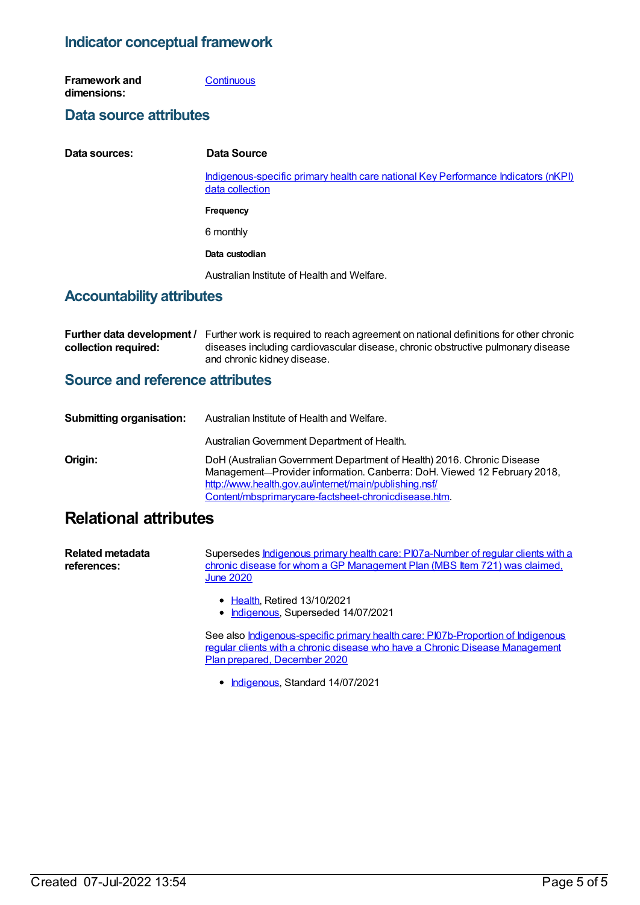## Indicator conceptual framework

**Framework and dimensions:** Continuous

## Data source attributes

**Data sources:**

**Data Source**

Indigenous-specific primary health care national Key Performance Indicators (nKPI) data collection

**Frequency**

6 monthly

**Data custodian**

Australian Institute of Health and Welfare.

## Accountability attributes

**Further data development / collection required:** Further work is required to reach agreement on national definitions for other chronic diseases including cardiovascular disease, chronic obstructive pulmonary disease and chronic kidney disease.

## Source and reference attributes

**Submitting organisation:** Australian Institute of Health and Welfare.

Australian Government Department of Health.

**Origin:** DoH (Australian Government Department of Health) 2016. Chronic Disease Management—Provider information. Canberra: DoH. Viewed 12 February 2018, http://www.health.gov.au/internet/main/publishing.nsf/Content/mbsprimarycare-factsheet-chronicdisease.htm.

# Relational attributes

**Related metadata references:**

Supersedes Indigenous primary health care: PI07a-Number of regular clients with a chronic disease for whom a GP Management Plan (MBS Item 721) was claimed, June 2020

- Health, Retired 13/10/2021
- Indigenous, Superseded 14/07/2021

See also Indigenous-specific primary health care: PI07b-Proportion of Indigenous regular clients with a chronic disease who have a Chronic Disease Management Plan prepared, December 2020

- Indigenous, Standard 14/07/2021